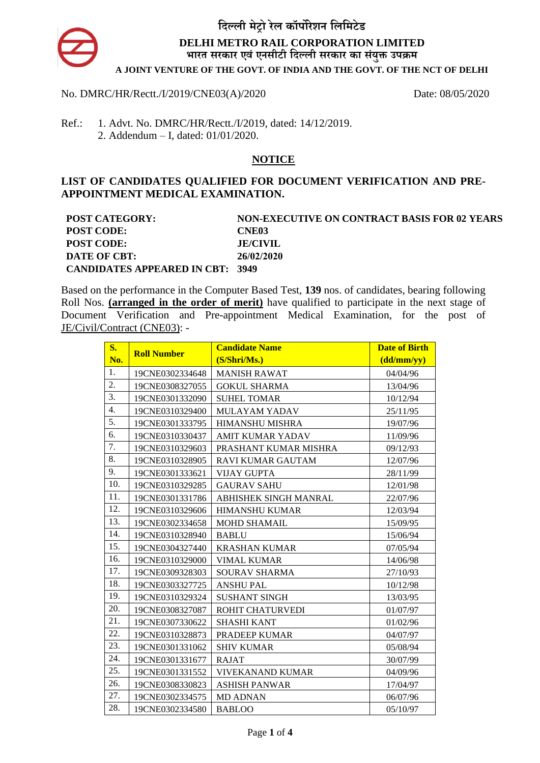दिल्ली मेट्रो रेल कॉर्पोरेशन लिमिटेड

**DELHI METRO RAIL CORPORATION LIMITED**

भारत सरकार एवं एनसीटी दिल्ली सरकार का संयुक्त उपक्रम

**A JOINT VENTURE OF THE GOVT. OF INDIA AND THE GOVT. OF THE NCT OF DELHI**

No. DMRC/HR/Rectt./I/2019/CNE03(A)/2020 Date: 08/05/2020

Ref.: 1. Advt. No. DMRC/HR/Rectt./I/2019, dated: 14/12/2019.
2. Addendum – I, dated: 01/01/2020.

## NOTICE

**LIST OF CANDIDATES QUALIFIED FOR DOCUMENT VERIFICATION AND PRE-APPOINTMENT MEDICAL EXAMINATION.**

**POST CATEGORY:** **NON-EXECUTIVE ON CONTRACT BASIS FOR 02 YEARS**
**POST CODE:** **CNE03**
**POST CODE:** **JE/CIVIL**
**DATE OF CBT:** **26/02/2020**
**CANDIDATES APPEARED IN CBT:** **3949**

Based on the performance in the Computer Based Test, **139** nos. of candidates, bearing following Roll Nos. **(arranged in the order of merit)** have qualified to participate in the next stage of Document Verification and Pre-appointment Medical Examination, for the post of JE/Civil/Contract (CNE03): -

| S. No. | Roll Number | Candidate Name (S/Shri/Ms.) | Date of Birth (dd/mm/yy) |
|---|---|---|---|
| 1. | 19CNE0302334648 | MANISH RAWAT | 04/04/96 |
| 2. | 19CNE0308327055 | GOKUL SHARMA | 13/04/96 |
| 3. | 19CNE0301332090 | SUHEL TOMAR | 10/12/94 |
| 4. | 19CNE0310329400 | MULAYAM YADAV | 25/11/95 |
| 5. | 19CNE0301333795 | HIMANSHU MISHRA | 19/07/96 |
| 6. | 19CNE0310330437 | AMIT KUMAR YADAV | 11/09/96 |
| 7. | 19CNE0310329603 | PRASHANT KUMAR MISHRA | 09/12/93 |
| 8. | 19CNE0310328905 | RAVI KUMAR GAUTAM | 12/07/96 |
| 9. | 19CNE0301333621 | VIJAY GUPTA | 28/11/99 |
| 10. | 19CNE0310329285 | GAURAV SAHU | 12/01/98 |
| 11. | 19CNE0301331786 | ABHISHEK SINGH MANRAL | 22/07/96 |
| 12. | 19CNE0310329606 | HIMANSHU KUMAR | 12/03/94 |
| 13. | 19CNE0302334658 | MOHD SHAMAIL | 15/09/95 |
| 14. | 19CNE0310328940 | BABLU | 15/06/94 |
| 15. | 19CNE0304327440 | KRASHAN KUMAR | 07/05/94 |
| 16. | 19CNE0310329000 | VIMAL KUMAR | 14/06/98 |
| 17. | 19CNE0309328303 | SOURAV SHARMA | 27/10/93 |
| 18. | 19CNE0303327725 | ANSHU PAL | 10/12/98 |
| 19. | 19CNE0310329324 | SUSHANT SINGH | 13/03/95 |
| 20. | 19CNE0308327087 | ROHIT CHATURVEDI | 01/07/97 |
| 21. | 19CNE0307330622 | SHASHI KANT | 01/02/96 |
| 22. | 19CNE0310328873 | PRADEEP KUMAR | 04/07/97 |
| 23. | 19CNE0301331062 | SHIV KUMAR | 05/08/94 |
| 24. | 19CNE0301331677 | RAJAT | 30/07/99 |
| 25. | 19CNE0301331552 | VIVEKANAND KUMAR | 04/09/96 |
| 26. | 19CNE0308330823 | ASHISH PANWAR | 17/04/97 |
| 27. | 19CNE0302334575 | MD ADNAN | 06/07/96 |
| 28. | 19CNE0302334580 | BABLOO | 05/10/97 |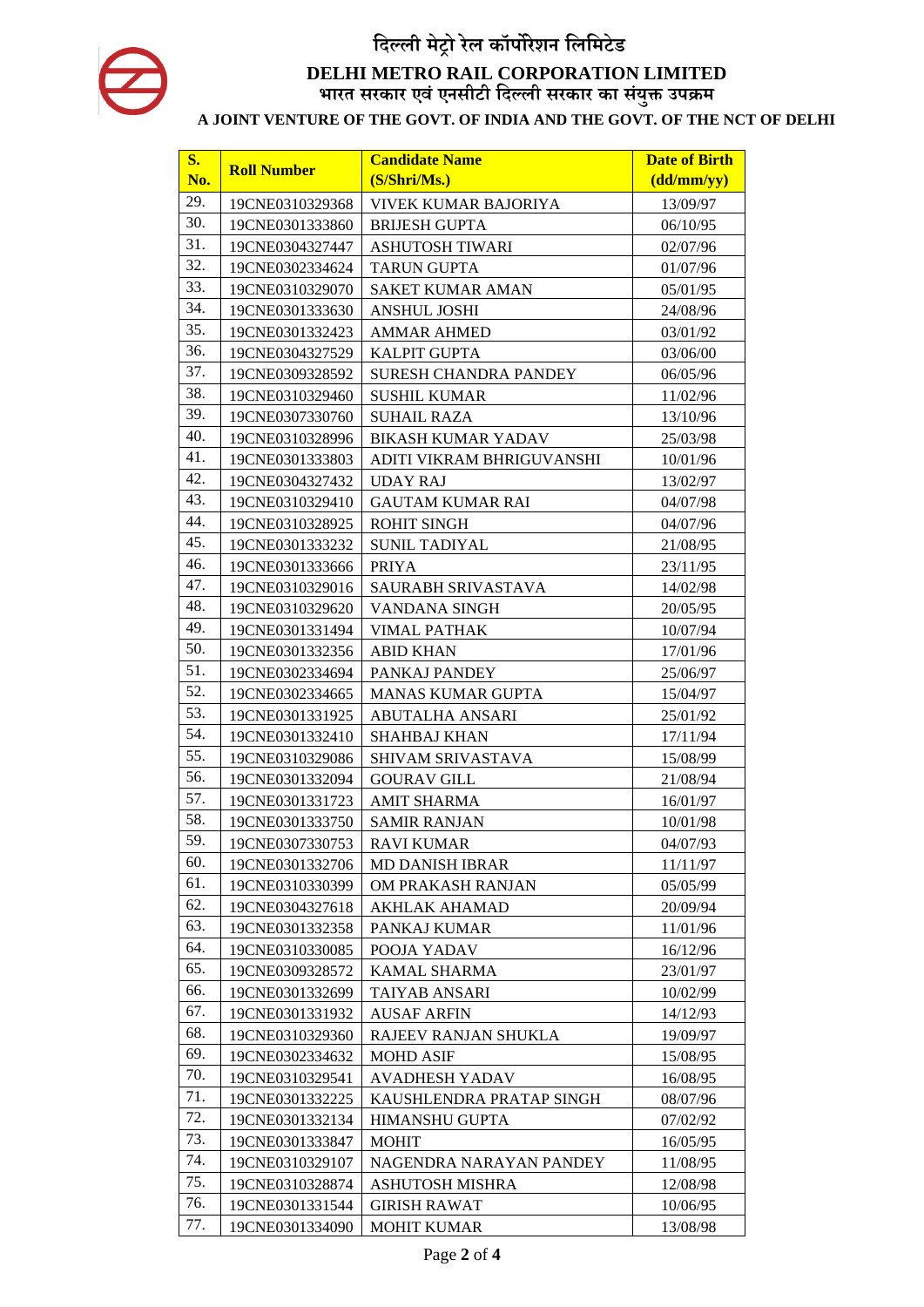# दिल्ली मेट्रो रेल कॉर्पोरेशन लिमिटेड

## DELHI METRO RAIL CORPORATION LIMITED

### भारत सरकार एवं एनसीटी दिल्ली सरकार का संयुक्त उपक्रम

### A JOINT VENTURE OF THE GOVT. OF INDIA AND THE GOVT. OF THE NCT OF DELHI

| S. No. | Roll Number | Candidate Name (S/Shri/Ms.) | Date of Birth (dd/mm/yy) |
|---|---|---|---|
| 29. | 19CNE0310329368 | VIVEK KUMAR BAJORIYA | 13/09/97 |
| 30. | 19CNE0301333860 | BRIJESH GUPTA | 06/10/95 |
| 31. | 19CNE0304327447 | ASHUTOSH TIWARI | 02/07/96 |
| 32. | 19CNE0302334624 | TARUN GUPTA | 01/07/96 |
| 33. | 19CNE0310329070 | SAKET KUMAR AMAN | 05/01/95 |
| 34. | 19CNE0301333630 | ANSHUL JOSHI | 24/08/96 |
| 35. | 19CNE0301332423 | AMMAR AHMED | 03/01/92 |
| 36. | 19CNE0304327529 | KALPIT GUPTA | 03/06/00 |
| 37. | 19CNE0309328592 | SURESH CHANDRA PANDEY | 06/05/96 |
| 38. | 19CNE0310329460 | SUSHIL KUMAR | 11/02/96 |
| 39. | 19CNE0307330760 | SUHAIL RAZA | 13/10/96 |
| 40. | 19CNE0310328996 | BIKASH KUMAR YADAV | 25/03/98 |
| 41. | 19CNE0301333803 | ADITI VIKRAM BHRIGUVANSHI | 10/01/96 |
| 42. | 19CNE0304327432 | UDAY RAJ | 13/02/97 |
| 43. | 19CNE0310329410 | GAUTAM KUMAR RAI | 04/07/98 |
| 44. | 19CNE0310328925 | ROHIT SINGH | 04/07/96 |
| 45. | 19CNE0301333232 | SUNIL TADIYAL | 21/08/95 |
| 46. | 19CNE0301333666 | PRIYA | 23/11/95 |
| 47. | 19CNE0310329016 | SAURABH SRIVASTAVA | 14/02/98 |
| 48. | 19CNE0310329620 | VANDANA SINGH | 20/05/95 |
| 49. | 19CNE0301331494 | VIMAL PATHAK | 10/07/94 |
| 50. | 19CNE0301332356 | ABID KHAN | 17/01/96 |
| 51. | 19CNE0302334694 | PANKAJ PANDEY | 25/06/97 |
| 52. | 19CNE0302334665 | MANAS KUMAR GUPTA | 15/04/97 |
| 53. | 19CNE0301331925 | ABUTALHA ANSARI | 25/01/92 |
| 54. | 19CNE0301332410 | SHAHBAJ KHAN | 17/11/94 |
| 55. | 19CNE0310329086 | SHIVAM SRIVASTAVA | 15/08/99 |
| 56. | 19CNE0301332094 | GOURAV GILL | 21/08/94 |
| 57. | 19CNE0301331723 | AMIT SHARMA | 16/01/97 |
| 58. | 19CNE0301333750 | SAMIR RANJAN | 10/01/98 |
| 59. | 19CNE0307330753 | RAVI KUMAR | 04/07/93 |
| 60. | 19CNE0301332706 | MD DANISH IBRAR | 11/11/97 |
| 61. | 19CNE0310330399 | OM PRAKASH RANJAN | 05/05/99 |
| 62. | 19CNE0304327618 | AKHLAK AHAMAD | 20/09/94 |
| 63. | 19CNE0301332358 | PANKAJ KUMAR | 11/01/96 |
| 64. | 19CNE0310330085 | POOJA YADAV | 16/12/96 |
| 65. | 19CNE0309328572 | KAMAL SHARMA | 23/01/97 |
| 66. | 19CNE0301332699 | TAIYAB ANSARI | 10/02/99 |
| 67. | 19CNE0301331932 | AUSAF ARFIN | 14/12/93 |
| 68. | 19CNE0310329360 | RAJEEV RANJAN SHUKLA | 19/09/97 |
| 69. | 19CNE0302334632 | MOHD ASIF | 15/08/95 |
| 70. | 19CNE0310329541 | AVADHESH YADAV | 16/08/95 |
| 71. | 19CNE0301332225 | KAUSHLENDRA PRATAP SINGH | 08/07/96 |
| 72. | 19CNE0301332134 | HIMANSHU GUPTA | 07/02/92 |
| 73. | 19CNE0301333847 | MOHIT | 16/05/95 |
| 74. | 19CNE0310329107 | NAGENDRA NARAYAN PANDEY | 11/08/95 |
| 75. | 19CNE0310328874 | ASHUTOSH MISHRA | 12/08/98 |
| 76. | 19CNE0301331544 | GIRISH RAWAT | 10/06/95 |
| 77. | 19CNE0301334090 | MOHIT KUMAR | 13/08/98 |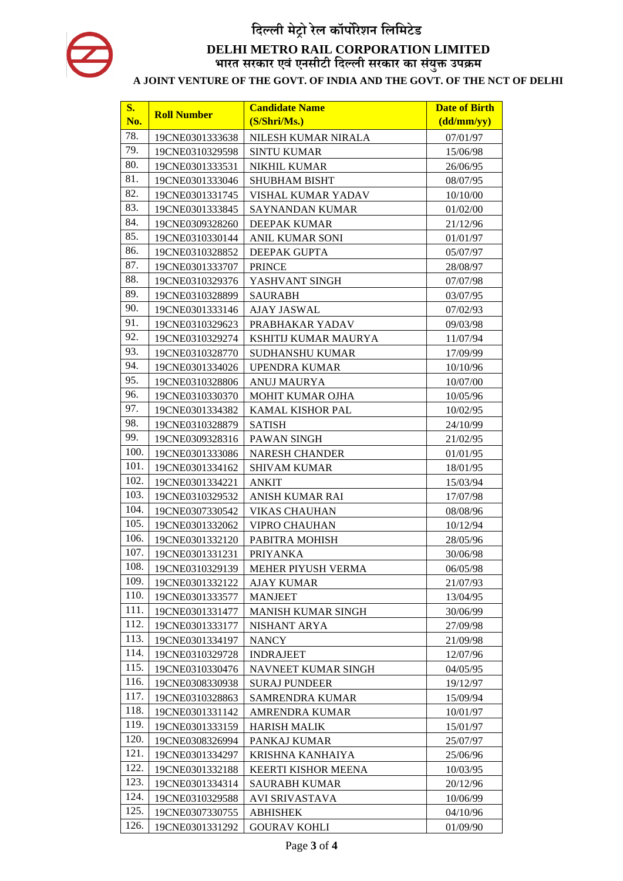# दिल्ली मेट्रो रेल कॉर्पोरेशन लिमिटेड

## DELHI METRO RAIL CORPORATION LIMITED

भारत सरकार एवं एनसीटी दिल्ली सरकार का संयुक्त उपक्रम

**A JOINT VENTURE OF THE GOVT. OF INDIA AND THE GOVT. OF THE NCT OF DELHI**

| S. No. | Roll Number | Candidate Name (S/Shri/Ms.) | Date of Birth (dd/mm/yy) |
|---|---|---|---|
| 78. | 19CNE0301333638 | NILESH KUMAR NIRALA | 07/01/97 |
| 79. | 19CNE0310329598 | SINTU KUMAR | 15/06/98 |
| 80. | 19CNE0301333531 | NIKHIL KUMAR | 26/06/95 |
| 81. | 19CNE0301333046 | SHUBHAM BISHT | 08/07/95 |
| 82. | 19CNE0301331745 | VISHAL KUMAR YADAV | 10/10/00 |
| 83. | 19CNE0301333845 | SAYNANDAN KUMAR | 01/02/00 |
| 84. | 19CNE0309328260 | DEEPAK KUMAR | 21/12/96 |
| 85. | 19CNE0310330144 | ANIL KUMAR SONI | 01/01/97 |
| 86. | 19CNE0310328852 | DEEPAK GUPTA | 05/07/97 |
| 87. | 19CNE0301333707 | PRINCE | 28/08/97 |
| 88. | 19CNE0310329376 | YASHVANT SINGH | 07/07/98 |
| 89. | 19CNE0310328899 | SAURABH | 03/07/95 |
| 90. | 19CNE0301333146 | AJAY JASWAL | 07/02/93 |
| 91. | 19CNE0310329623 | PRABHAKAR YADAV | 09/03/98 |
| 92. | 19CNE0310329274 | KSHITIJ KUMAR MAURYA | 11/07/94 |
| 93. | 19CNE0310328770 | SUDHANSHU KUMAR | 17/09/99 |
| 94. | 19CNE0301334026 | UPENDRA KUMAR | 10/10/96 |
| 95. | 19CNE0310328806 | ANUJ MAURYA | 10/07/00 |
| 96. | 19CNE0310330370 | MOHIT KUMAR OJHA | 10/05/96 |
| 97. | 19CNE0301334382 | KAMAL KISHOR PAL | 10/02/95 |
| 98. | 19CNE0310328879 | SATISH | 24/10/99 |
| 99. | 19CNE0309328316 | PAWAN SINGH | 21/02/95 |
| 100. | 19CNE0301333086 | NARESH CHANDER | 01/01/95 |
| 101. | 19CNE0301334162 | SHIVAM KUMAR | 18/01/95 |
| 102. | 19CNE0301334221 | ANKIT | 15/03/94 |
| 103. | 19CNE0310329532 | ANISH KUMAR RAI | 17/07/98 |
| 104. | 19CNE0307330542 | VIKAS CHAUHAN | 08/08/96 |
| 105. | 19CNE0301332062 | VIPRO CHAUHAN | 10/12/94 |
| 106. | 19CNE0301332120 | PABITRA MOHISH | 28/05/96 |
| 107. | 19CNE0301331231 | PRIYANKA | 30/06/98 |
| 108. | 19CNE0310329139 | MEHER PIYUSH VERMA | 06/05/98 |
| 109. | 19CNE0301332122 | AJAY KUMAR | 21/07/93 |
| 110. | 19CNE0301333577 | MANJEET | 13/04/95 |
| 111. | 19CNE0301331477 | MANISH KUMAR SINGH | 30/06/99 |
| 112. | 19CNE0301333177 | NISHANT ARYA | 27/09/98 |
| 113. | 19CNE0301334197 | NANCY | 21/09/98 |
| 114. | 19CNE0310329728 | INDRAJEET | 12/07/96 |
| 115. | 19CNE0310330476 | NAVNEET KUMAR SINGH | 04/05/95 |
| 116. | 19CNE0308330938 | SURAJ PUNDEER | 19/12/97 |
| 117. | 19CNE0310328863 | SAMRENDRA KUMAR | 15/09/94 |
| 118. | 19CNE0301331142 | AMRENDRA KUMAR | 10/01/97 |
| 119. | 19CNE0301333159 | HARISH MALIK | 15/01/97 |
| 120. | 19CNE0308326994 | PANKAJ KUMAR | 25/07/97 |
| 121. | 19CNE0301334297 | KRISHNA KANHAIYA | 25/06/96 |
| 122. | 19CNE0301332188 | KEERTI KISHOR MEENA | 10/03/95 |
| 123. | 19CNE0301334314 | SAURABH KUMAR | 20/12/96 |
| 124. | 19CNE0310329588 | AVI SRIVASTAVA | 10/06/99 |
| 125. | 19CNE0307330755 | ABHISHEK | 04/10/96 |
| 126. | 19CNE0301331292 | GOURAV KOHLI | 01/09/90 |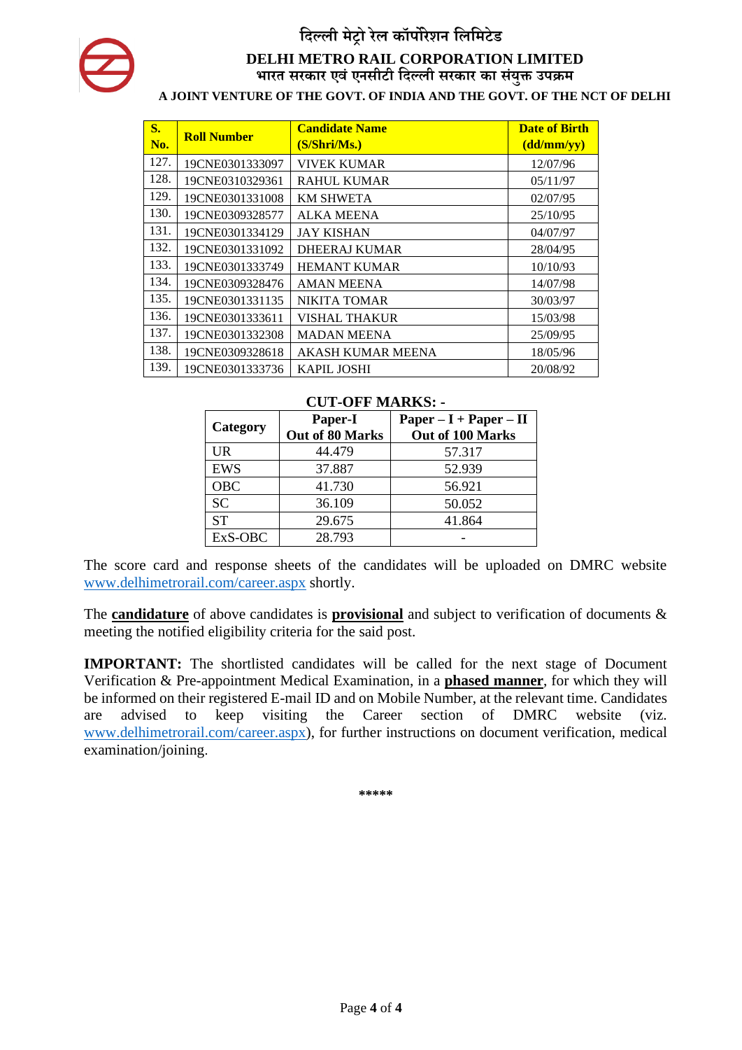# दिल्ली मेट्रो रेल कॉर्पोरेशन लिमिटेड

# DELHI METRO RAIL CORPORATION LIMITED

भारत सरकार एवं एनसीटी दिल्ली सरकार का संयुक्त उपक्रम

**A JOINT VENTURE OF THE GOVT. OF INDIA AND THE GOVT. OF THE NCT OF DELHI**

| S. No. | Roll Number | Candidate Name (S/Shri/Ms.) | Date of Birth (dd/mm/yy) |
|---|---|---|---|
| 127. | 19CNE0301333097 | VIVEK KUMAR | 12/07/96 |
| 128. | 19CNE0310329361 | RAHUL KUMAR | 05/11/97 |
| 129. | 19CNE0301331008 | KM SHWETA | 02/07/95 |
| 130. | 19CNE0309328577 | ALKA MEENA | 25/10/95 |
| 131. | 19CNE0301334129 | JAY KISHAN | 04/07/97 |
| 132. | 19CNE0301331092 | DHEERAJ KUMAR | 28/04/95 |
| 133. | 19CNE0301333749 | HEMANT KUMAR | 10/10/93 |
| 134. | 19CNE0309328476 | AMAN MEENA | 14/07/98 |
| 135. | 19CNE0301331135 | NIKITA TOMAR | 30/03/97 |
| 136. | 19CNE0301333611 | VISHAL THAKUR | 15/03/98 |
| 137. | 19CNE0301332308 | MADAN MEENA | 25/09/95 |
| 138. | 19CNE0309328618 | AKASH KUMAR MEENA | 18/05/96 |
| 139. | 19CNE0301333736 | KAPIL JOSHI | 20/08/92 |

**CUT-OFF MARKS: -**

| Category | Paper-I Out of 80 Marks | Paper – I + Paper – II Out of 100 Marks |
|---|---|---|
| UR | 44.479 | 57.317 |
| EWS | 37.887 | 52.939 |
| OBC | 41.730 | 56.921 |
| SC | 36.109 | 50.052 |
| ST | 29.675 | 41.864 |
| ExS-OBC | 28.793 | - |

The score card and response sheets of the candidates will be uploaded on DMRC website www.delhimetrorail.com/career.aspx shortly.

The **candidature** of above candidates is **provisional** and subject to verification of documents & meeting the notified eligibility criteria for the said post.

**IMPORTANT:** The shortlisted candidates will be called for the next stage of Document Verification & Pre-appointment Medical Examination, in a **phased manner**, for which they will be informed on their registered E-mail ID and on Mobile Number, at the relevant time. Candidates are advised to keep visiting the Career section of DMRC website (viz. www.delhimetrorail.com/career.aspx), for further instructions on document verification, medical examination/joining.

*****